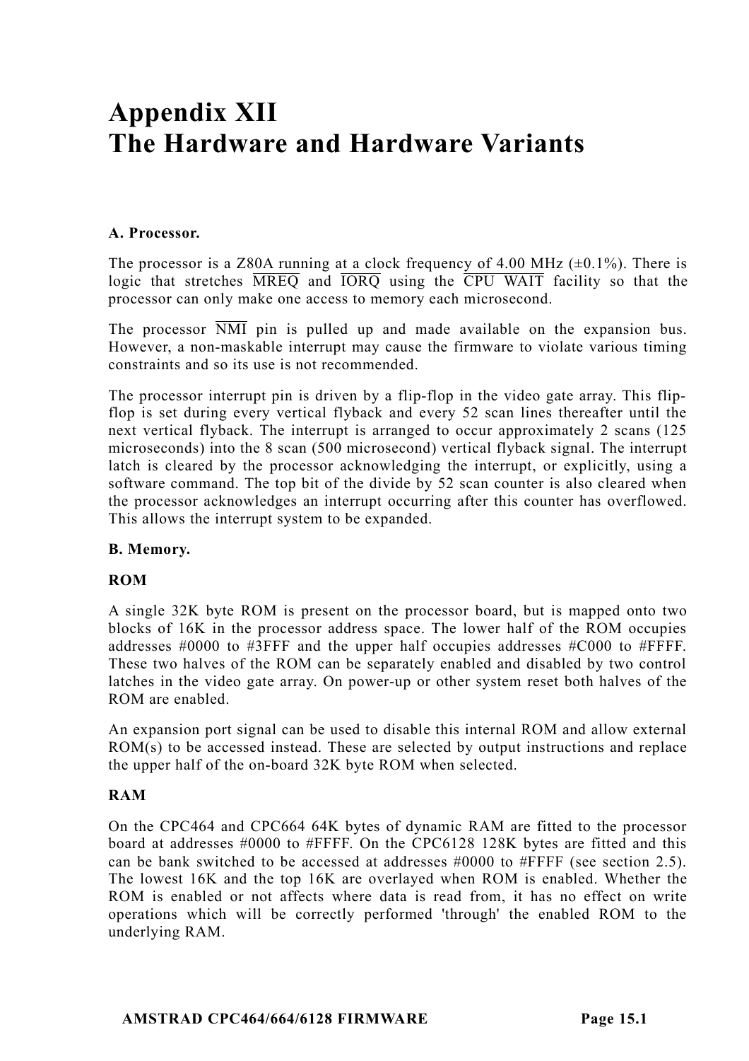# Appendix XII
# The Hardware and Hardware Variants

### A. Processor.

The processor is a Z80A running at a clock frequency of 4.00 MHz (±0.1%). There is logic that stretches $\overline{\text{MREQ}}$ and $\overline{\text{IORQ}}$ using the $\overline{\text{CPU WAIT}}$ facility so that the processor can only make one access to memory each microsecond.

The processor $\overline{\text{NMI}}$ pin is pulled up and made available on the expansion bus. However, a non-maskable interrupt may cause the firmware to violate various timing constraints and so its use is not recommended.

The processor interrupt pin is driven by a flip-flop in the video gate array. This flip-flop is set during every vertical flyback and every 52 scan lines thereafter until the next vertical flyback. The interrupt is arranged to occur approximately 2 scans (125 microseconds) into the 8 scan (500 microsecond) vertical flyback signal. The interrupt latch is cleared by the processor acknowledging the interrupt, or explicitly, using a software command. The top bit of the divide by 52 scan counter is also cleared when the processor acknowledges an interrupt occurring after this counter has overflowed. This allows the interrupt system to be expanded.

### B. Memory.

**ROM**

A single 32K byte ROM is present on the processor board, but is mapped onto two blocks of 16K in the processor address space. The lower half of the ROM occupies addresses #0000 to #3FFF and the upper half occupies addresses #C000 to #FFFF. These two halves of the ROM can be separately enabled and disabled by two control latches in the video gate array. On power-up or other system reset both halves of the ROM are enabled.

An expansion port signal can be used to disable this internal ROM and allow external ROM(s) to be accessed instead. These are selected by output instructions and replace the upper half of the on-board 32K byte ROM when selected.

**RAM**

On the CPC464 and CPC664 64K bytes of dynamic RAM are fitted to the processor board at addresses #0000 to #FFFF. On the CPC6128 128K bytes are fitted and this can be bank switched to be accessed at addresses #0000 to #FFFF (see section 2.5). The lowest 16K and the top 16K are overlayed when ROM is enabled. Whether the ROM is enabled or not affects where data is read from, it has no effect on write operations which will be correctly performed 'through' the enabled ROM to the underlying RAM.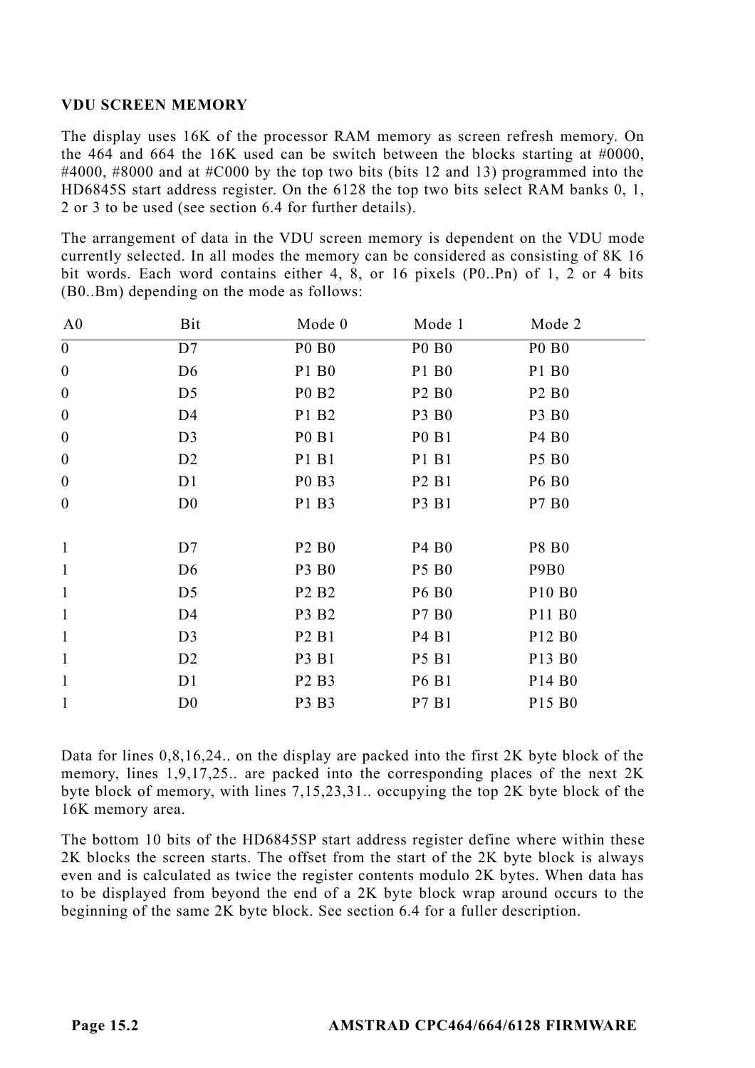### VDU SCREEN MEMORY

The display uses 16K of the processor RAM memory as screen refresh memory. On the 464 and 664 the 16K used can be switch between the blocks starting at #0000, #4000, #8000 and at #C000 by the top two bits (bits 12 and 13) programmed into the HD6845S start address register. On the 6128 the top two bits select RAM banks 0, 1, 2 or 3 to be used (see section 6.4 for further details).

The arrangement of data in the VDU screen memory is dependent on the VDU mode currently selected. In all modes the memory can be considered as consisting of 8K 16 bit words. Each word contains either 4, 8, or 16 pixels (P0..Pn) of 1, 2 or 4 bits (B0..Bm) depending on the mode as follows:

| A0 | Bit | Mode 0 | Mode 1 | Mode 2 |
|---|---|---|---|---|
| 0 | D7 | P0 B0 | P0 B0 | P0 B0 |
| 0 | D6 | P1 B0 | P1 B0 | P1 B0 |
| 0 | D5 | P0 B2 | P2 B0 | P2 B0 |
| 0 | D4 | P1 B2 | P3 B0 | P3 B0 |
| 0 | D3 | P0 B1 | P0 B1 | P4 B0 |
| 0 | D2 | P1 B1 | P1 B1 | P5 B0 |
| 0 | D1 | P0 B3 | P2 B1 | P6 B0 |
| 0 | D0 | P1 B3 | P3 B1 | P7 B0 |
| 1 | D7 | P2 B0 | P4 B0 | P8 B0 |
| 1 | D6 | P3 B0 | P5 B0 | P9B0 |
| 1 | D5 | P2 B2 | P6 B0 | P10 B0 |
| 1 | D4 | P3 B2 | P7 B0 | P11 B0 |
| 1 | D3 | P2 B1 | P4 B1 | P12 B0 |
| 1 | D2 | P3 B1 | P5 B1 | P13 B0 |
| 1 | D1 | P2 B3 | P6 B1 | P14 B0 |
| 1 | D0 | P3 B3 | P7 B1 | P15 B0 |

Data for lines 0,8,16,24.. on the display are packed into the first 2K byte block of the memory, lines 1,9,17,25.. are packed into the corresponding places of the next 2K byte block of memory, with lines 7,15,23,31.. occupying the top 2K byte block of the 16K memory area.

The bottom 10 bits of the HD6845SP start address register define where within these 2K blocks the screen starts. The offset from the start of the 2K byte block is always even and is calculated as twice the register contents modulo 2K bytes. When data has to be displayed from beyond the end of a 2K byte block wrap around occurs to the beginning of the same 2K byte block. See section 6.4 for a fuller description.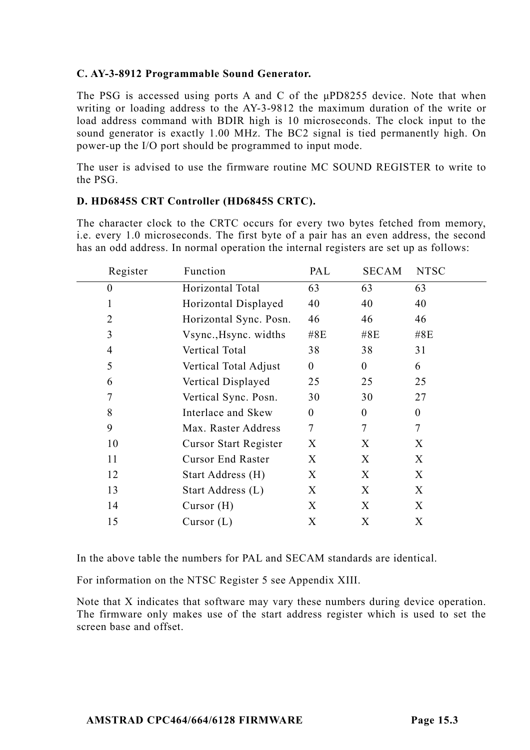**C. AY-3-8912 Programmable Sound Generator.**

The PSG is accessed using ports A and C of the µPD8255 device. Note that when writing or loading address to the AY-3-9812 the maximum duration of the write or load address command with BDIR high is 10 microseconds. The clock input to the sound generator is exactly 1.00 MHz. The BC2 signal is tied permanently high. On power-up the I/O port should be programmed to input mode.

The user is advised to use the firmware routine MC SOUND REGISTER to write to the PSG.

**D. HD6845S CRT Controller (HD6845S CRTC).**

The character clock to the CRTC occurs for every two bytes fetched from memory, i.e. every 1.0 microseconds. The first byte of a pair has an even address, the second has an odd address. In normal operation the internal registers are set up as follows:

| Register | Function | PAL | SECAM | NTSC |
|---|---|---|---|---|
| 0 | Horizontal Total | 63 | 63 | 63 |
| 1 | Horizontal Displayed | 40 | 40 | 40 |
| 2 | Horizontal Sync. Posn. | 46 | 46 | 46 |
| 3 | Vsync.,Hsync. widths | #8E | #8E | #8E |
| 4 | Vertical Total | 38 | 38 | 31 |
| 5 | Vertical Total Adjust | 0 | 0 | 6 |
| 6 | Vertical Displayed | 25 | 25 | 25 |
| 7 | Vertical Sync. Posn. | 30 | 30 | 27 |
| 8 | Interlace and Skew | 0 | 0 | 0 |
| 9 | Max. Raster Address | 7 | 7 | 7 |
| 10 | Cursor Start Register | X | X | X |
| 11 | Cursor End Raster | X | X | X |
| 12 | Start Address (H) | X | X | X |
| 13 | Start Address (L) | X | X | X |
| 14 | Cursor (H) | X | X | X |
| 15 | Cursor (L) | X | X | X |

In the above table the numbers for PAL and SECAM standards are identical.

For information on the NTSC Register 5 see Appendix XIII.

Note that X indicates that software may vary these numbers during device operation. The firmware only makes use of the start address register which is used to set the screen base and offset.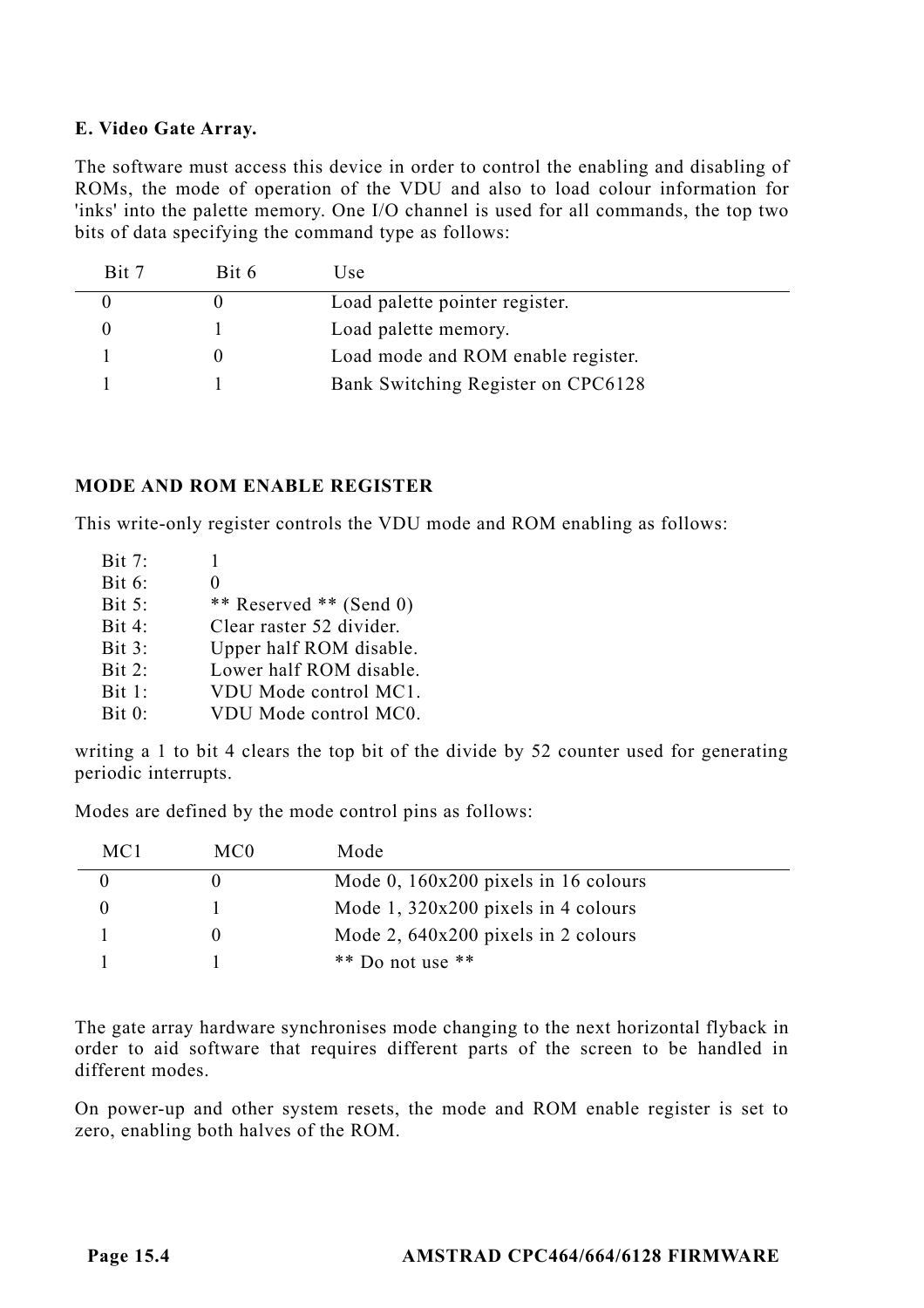**E. Video Gate Array.**

The software must access this device in order to control the enabling and disabling of ROMs, the mode of operation of the VDU and also to load colour information for 'inks' into the palette memory. One I/O channel is used for all commands, the top two bits of data specifying the command type as follows:

| Bit 7 | Bit 6 | Use |
|---|---|---|
| 0 | 0 | Load palette pointer register. |
| 0 | 1 | Load palette memory. |
| 1 | 0 | Load mode and ROM enable register. |
| 1 | 1 | Bank Switching Register on CPC6128 |

**MODE AND ROM ENABLE REGISTER**

This write-only register controls the VDU mode and ROM enabling as follows:

| | |
|---|---|
| Bit 7: | 1 |
| Bit 6: | 0 |
| Bit 5: | ** Reserved ** (Send 0) |
| Bit 4: | Clear raster 52 divider. |
| Bit 3: | Upper half ROM disable. |
| Bit 2: | Lower half ROM disable. |
| Bit 1: | VDU Mode control MC1. |
| Bit 0: | VDU Mode control MC0. |

writing a 1 to bit 4 clears the top bit of the divide by 52 counter used for generating periodic interrupts.

Modes are defined by the mode control pins as follows:

| MC1 | MC0 | Mode |
|---|---|---|
| 0 | 0 | Mode 0, 160x200 pixels in 16 colours |
| 0 | 1 | Mode 1, 320x200 pixels in 4 colours |
| 1 | 0 | Mode 2, 640x200 pixels in 2 colours |
| 1 | 1 | ** Do not use ** |

The gate array hardware synchronises mode changing to the next horizontal flyback in order to aid software that requires different parts of the screen to be handled in different modes.

On power-up and other system resets, the mode and ROM enable register is set to zero, enabling both halves of the ROM.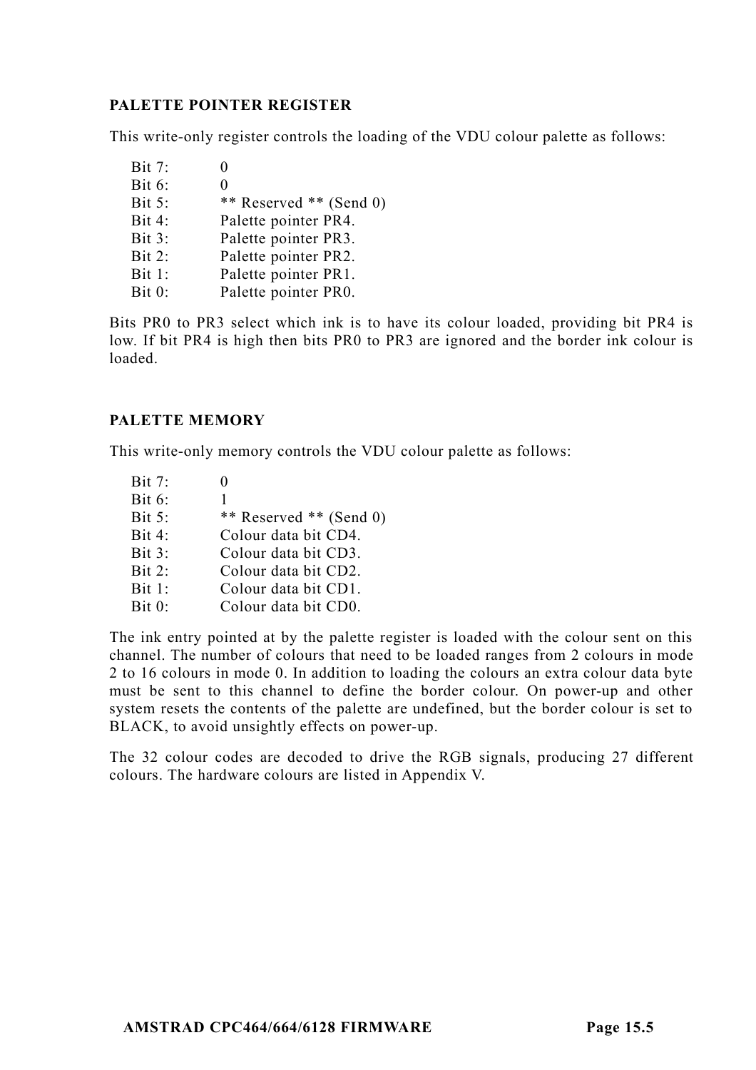**PALETTE POINTER REGISTER**

This write-only register controls the loading of the VDU colour palette as follows:

| | |
|---|---|
| Bit 7: | 0 |
| Bit 6: | 0 |
| Bit 5: | ** Reserved ** (Send 0) |
| Bit 4: | Palette pointer PR4. |
| Bit 3: | Palette pointer PR3. |
| Bit 2: | Palette pointer PR2. |
| Bit 1: | Palette pointer PR1. |
| Bit 0: | Palette pointer PR0. |

Bits PR0 to PR3 select which ink is to have its colour loaded, providing bit PR4 is low. If bit PR4 is high then bits PR0 to PR3 are ignored and the border ink colour is loaded.

**PALETTE MEMORY**

This write-only memory controls the VDU colour palette as follows:

| | |
|---|---|
| Bit 7: | 0 |
| Bit 6: | 1 |
| Bit 5: | ** Reserved ** (Send 0) |
| Bit 4: | Colour data bit CD4. |
| Bit 3: | Colour data bit CD3. |
| Bit 2: | Colour data bit CD2. |
| Bit 1: | Colour data bit CD1. |
| Bit 0: | Colour data bit CD0. |

The ink entry pointed at by the palette register is loaded with the colour sent on this channel. The number of colours that need to be loaded ranges from 2 colours in mode 2 to 16 colours in mode 0. In addition to loading the colours an extra colour data byte must be sent to this channel to define the border colour. On power-up and other system resets the contents of the palette are undefined, but the border colour is set to BLACK, to avoid unsightly effects on power-up.

The 32 colour codes are decoded to drive the RGB signals, producing 27 different colours. The hardware colours are listed in Appendix V.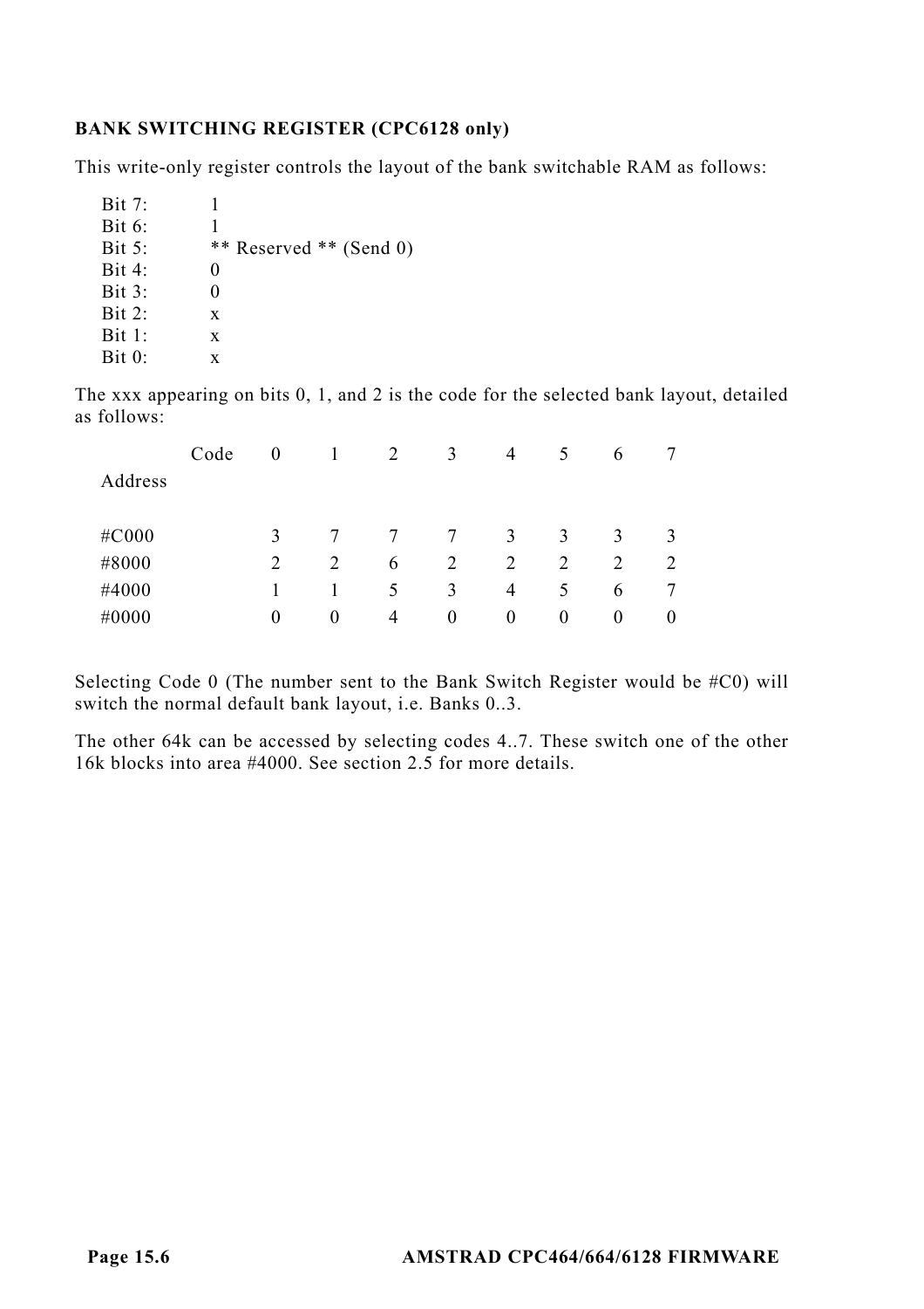**BANK SWITCHING REGISTER (CPC6128 only)**

This write-only register controls the layout of the bank switchable RAM as follows:

- Bit 7: 1
- Bit 6: 1
- Bit 5: ** Reserved ** (Send 0)
- Bit 4: 0
- Bit 3: 0
- Bit 2: x
- Bit 1: x
- Bit 0: x

The xxx appearing on bits 0, 1, and 2 is the code for the selected bank layout, detailed as follows:

| Address \ Code | 0 | 1 | 2 | 3 | 4 | 5 | 6 | 7 |
|---|---|---|---|---|---|---|---|---|
| #C000 | 3 | 7 | 7 | 7 | 3 | 3 | 3 | 3 |
| #8000 | 2 | 2 | 6 | 2 | 2 | 2 | 2 | 2 |
| #4000 | 1 | 1 | 5 | 3 | 4 | 5 | 6 | 7 |
| #0000 | 0 | 0 | 4 | 0 | 0 | 0 | 0 | 0 |

Selecting Code 0 (The number sent to the Bank Switch Register would be #C0) will switch the normal default bank layout, i.e. Banks 0..3.

The other 64k can be accessed by selecting codes 4..7. These switch one of the other 16k blocks into area #4000. See section 2.5 for more details.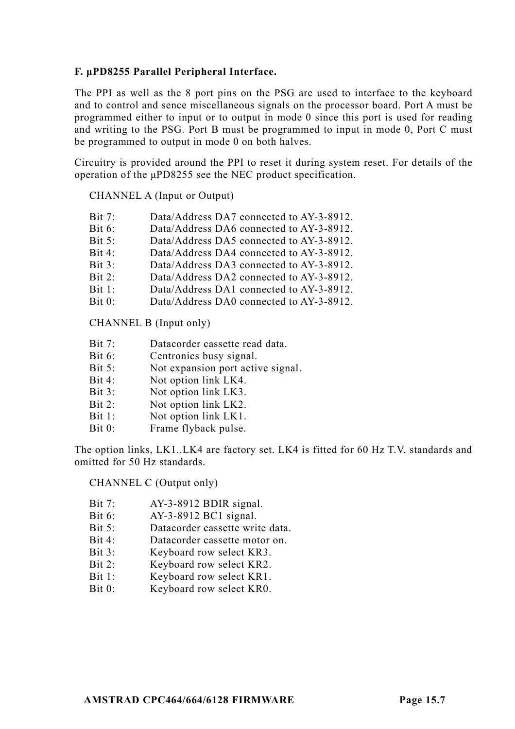### F. µPD8255 Parallel Peripheral Interface.

The PPI as well as the 8 port pins on the PSG are used to interface to the keyboard and to control and sence miscellaneous signals on the processor board. Port A must be programmed either to input or to output in mode 0 since this port is used for reading and writing to the PSG. Port B must be programmed to input in mode 0, Port C must be programmed to output in mode 0 on both halves.

Circuitry is provided around the PPI to reset it during system reset. For details of the operation of the µPD8255 see the NEC product specification.

CHANNEL A (Input or Output)

| | |
|---|---|
| Bit 7: | Data/Address DA7 connected to AY-3-8912. |
| Bit 6: | Data/Address DA6 connected to AY-3-8912. |
| Bit 5: | Data/Address DA5 connected to AY-3-8912. |
| Bit 4: | Data/Address DA4 connected to AY-3-8912. |
| Bit 3: | Data/Address DA3 connected to AY-3-8912. |
| Bit 2: | Data/Address DA2 connected to AY-3-8912. |
| Bit 1: | Data/Address DA1 connected to AY-3-8912. |
| Bit 0: | Data/Address DA0 connected to AY-3-8912. |

CHANNEL B (Input only)

| | |
|---|---|
| Bit 7: | Datacorder cassette read data. |
| Bit 6: | Centronics busy signal. |
| Bit 5: | Not expansion port active signal. |
| Bit 4: | Not option link LK4. |
| Bit 3: | Not option link LK3. |
| Bit 2: | Not option link LK2. |
| Bit 1: | Not option link LK1. |
| Bit 0: | Frame flyback pulse. |

The option links, LK1..LK4 are factory set. LK4 is fitted for 60 Hz T.V. standards and omitted for 50 Hz standards.

CHANNEL C (Output only)

| | |
|---|---|
| Bit 7: | AY-3-8912 BDIR signal. |
| Bit 6: | AY-3-8912 BC1 signal. |
| Bit 5: | Datacorder cassette write data. |
| Bit 4: | Datacorder cassette motor on. |
| Bit 3: | Keyboard row select KR3. |
| Bit 2: | Keyboard row select KR2. |
| Bit 1: | Keyboard row select KR1. |
| Bit 0: | Keyboard row select KR0. |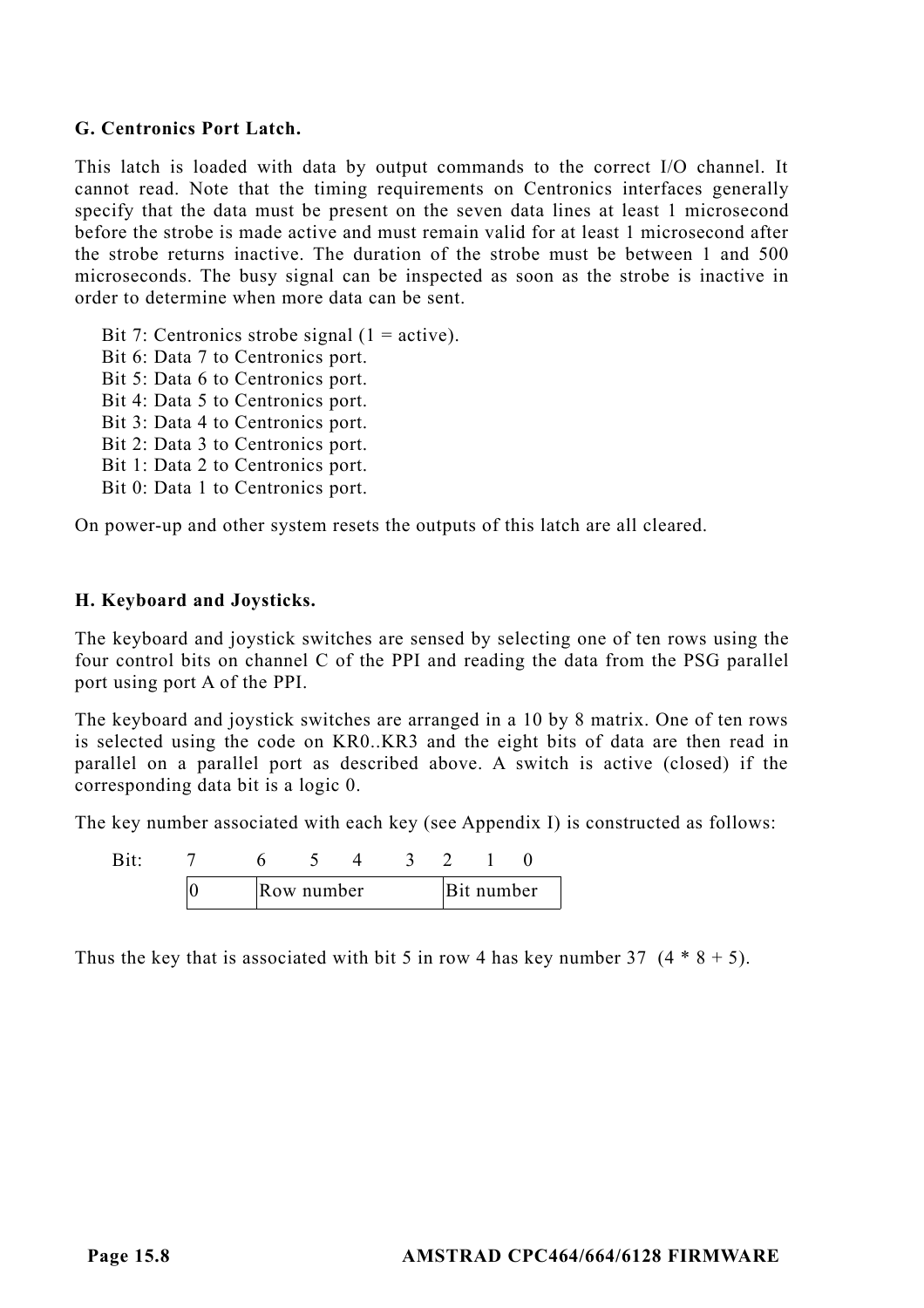**G. Centronics Port Latch.**

This latch is loaded with data by output commands to the correct I/O channel. It cannot read. Note that the timing requirements on Centronics interfaces generally specify that the data must be present on the seven data lines at least 1 microsecond before the strobe is made active and must remain valid for at least 1 microsecond after the strobe returns inactive. The duration of the strobe must be between 1 and 500 microseconds. The busy signal can be inspected as soon as the strobe is inactive in order to determine when more data can be sent.

Bit 7: Centronics strobe signal (1 = active).
Bit 6: Data 7 to Centronics port.
Bit 5: Data 6 to Centronics port.
Bit 4: Data 5 to Centronics port.
Bit 3: Data 4 to Centronics port.
Bit 2: Data 3 to Centronics port.
Bit 1: Data 2 to Centronics port.
Bit 0: Data 1 to Centronics port.

On power-up and other system resets the outputs of this latch are all cleared.

**H. Keyboard and Joysticks.**

The keyboard and joystick switches are sensed by selecting one of ten rows using the four control bits on channel C of the PPI and reading the data from the PSG parallel port using port A of the PPI.

The keyboard and joystick switches are arranged in a 10 by 8 matrix. One of ten rows is selected using the code on KR0..KR3 and the eight bits of data are then read in parallel on a parallel port as described above. A switch is active (closed) if the corresponding data bit is a logic 0.

The key number associated with each key (see Appendix I) is constructed as follows:

| Bit: | 7 | 6 | 5 | 4 | 3 | 2 | 1 | 0 |
|---|---|---|---|---|---|---|---|---|
| | 0 | Row number | | | | Bit number | | |

Thus the key that is associated with bit 5 in row 4 has key number 37  (4 * 8 + 5).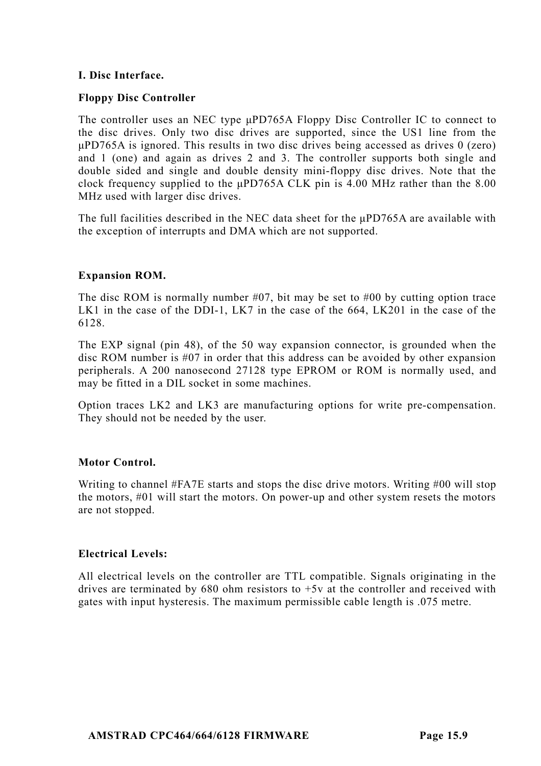## I. Disc Interface.

### Floppy Disc Controller

The controller uses an NEC type µPD765A Floppy Disc Controller IC to connect to the disc drives. Only two disc drives are supported, since the US1 line from the µPD765A is ignored. This results in two disc drives being accessed as drives 0 (zero) and 1 (one) and again as drives 2 and 3. The controller supports both single and double sided and single and double density mini-floppy disc drives. Note that the clock frequency supplied to the µPD765A CLK pin is 4.00 MHz rather than the 8.00 MHz used with larger disc drives.

The full facilities described in the NEC data sheet for the µPD765A are available with the exception of interrupts and DMA which are not supported.

### Expansion ROM.

The disc ROM is normally number #07, bit may be set to #00 by cutting option trace LK1 in the case of the DDI-1, LK7 in the case of the 664, LK201 in the case of the 6128.

The EXP signal (pin 48), of the 50 way expansion connector, is grounded when the disc ROM number is #07 in order that this address can be avoided by other expansion peripherals. A 200 nanosecond 27128 type EPROM or ROM is normally used, and may be fitted in a DIL socket in some machines.

Option traces LK2 and LK3 are manufacturing options for write pre-compensation. They should not be needed by the user.

### Motor Control.

Writing to channel #FA7E starts and stops the disc drive motors. Writing #00 will stop the motors, #01 will start the motors. On power-up and other system resets the motors are not stopped.

### Electrical Levels:

All electrical levels on the controller are TTL compatible. Signals originating in the drives are terminated by 680 ohm resistors to +5v at the controller and received with gates with input hysteresis. The maximum permissible cable length is .075 metre.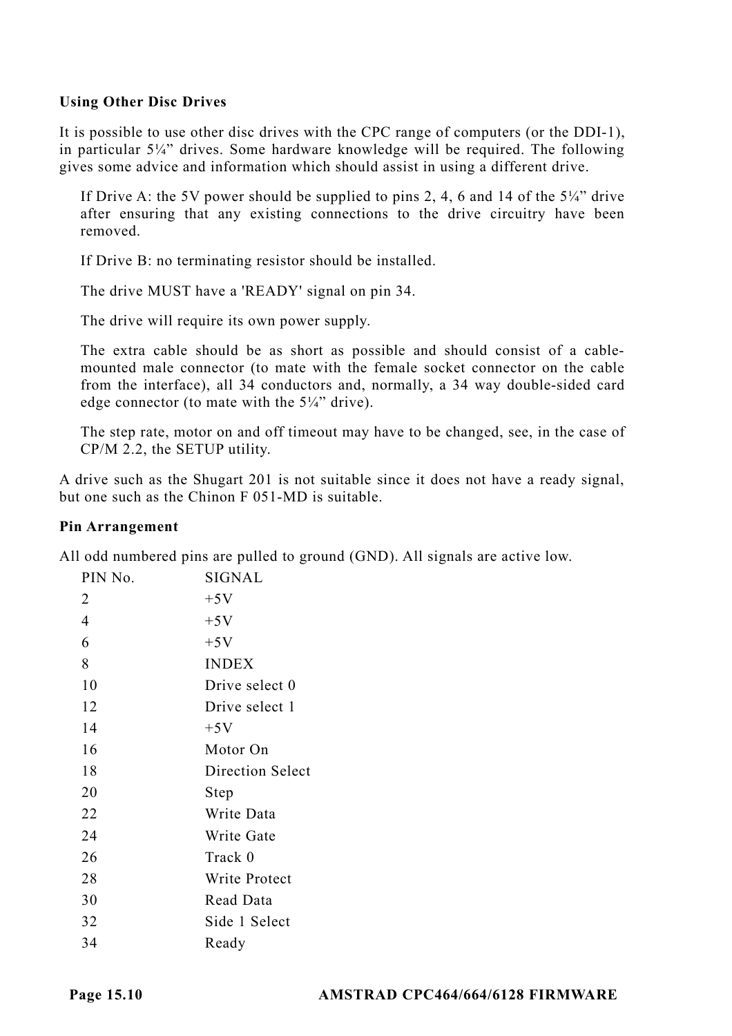**Using Other Disc Drives**

It is possible to use other disc drives with the CPC range of computers (or the DDI-1), in particular 5¼" drives. Some hardware knowledge will be required. The following gives some advice and information which should assist in using a different drive.

> If Drive A: the 5V power should be supplied to pins 2, 4, 6 and 14 of the 5¼" drive after ensuring that any existing connections to the drive circuitry have been removed.
>
> If Drive B: no terminating resistor should be installed.
>
> The drive MUST have a 'READY' signal on pin 34.
>
> The drive will require its own power supply.
>
> The extra cable should be as short as possible and should consist of a cable-mounted male connector (to mate with the female socket connector on the cable from the interface), all 34 conductors and, normally, a 34 way double-sided card edge connector (to mate with the 5¼" drive).
>
> The step rate, motor on and off timeout may have to be changed, see, in the case of CP/M 2.2, the SETUP utility.

A drive such as the Shugart 201 is not suitable since it does not have a ready signal, but one such as the Chinon F 051-MD is suitable.

**Pin Arrangement**

All odd numbered pins are pulled to ground (GND). All signals are active low.

| PIN No. | SIGNAL |
|---|---|
| 2 | +5V |
| 4 | +5V |
| 6 | +5V |
| 8 | INDEX |
| 10 | Drive select 0 |
| 12 | Drive select 1 |
| 14 | +5V |
| 16 | Motor On |
| 18 | Direction Select |
| 20 | Step |
| 22 | Write Data |
| 24 | Write Gate |
| 26 | Track 0 |
| 28 | Write Protect |
| 30 | Read Data |
| 32 | Side 1 Select |
| 34 | Ready |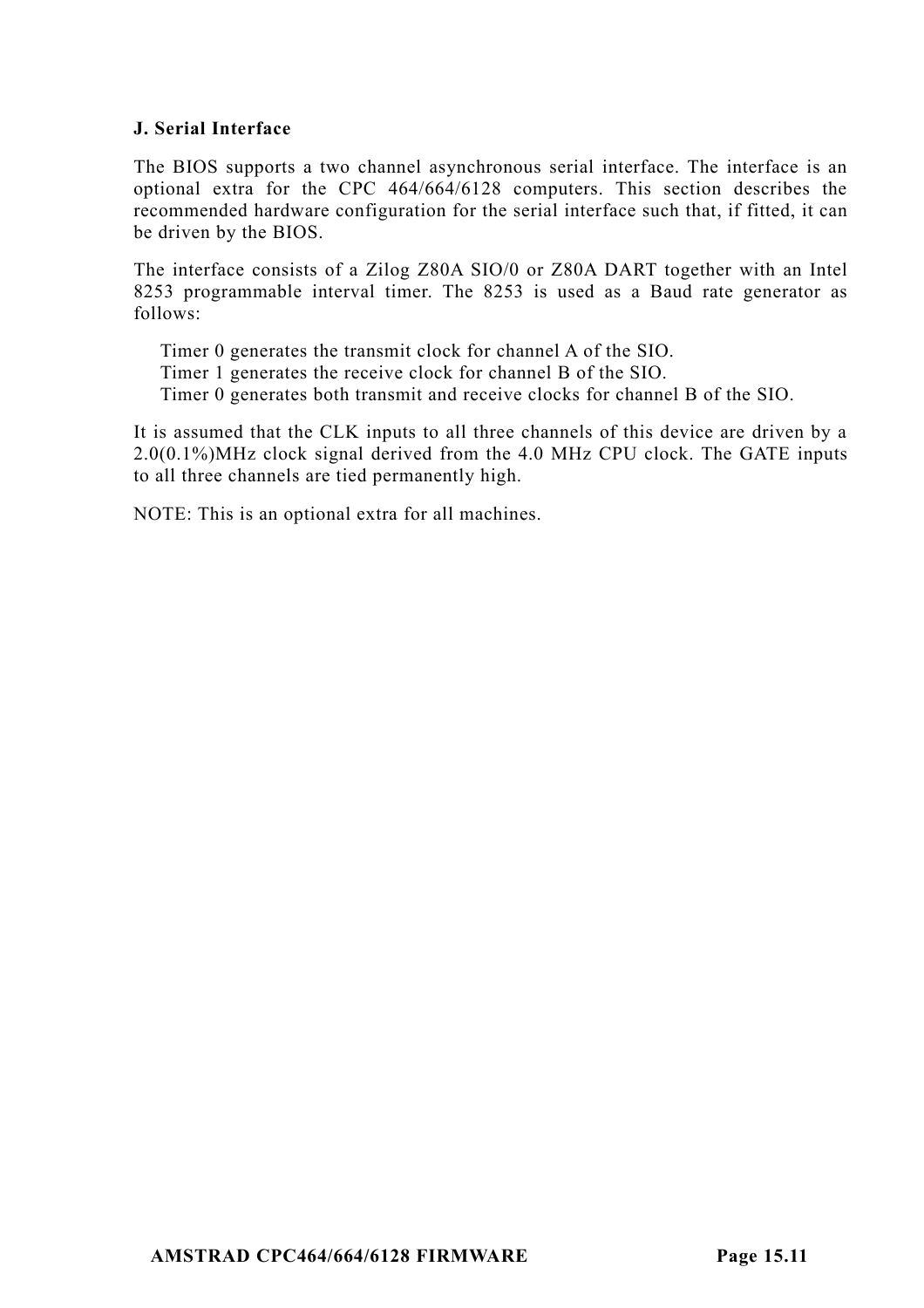### J. Serial Interface

The BIOS supports a two channel asynchronous serial interface. The interface is an optional extra for the CPC 464/664/6128 computers. This section describes the recommended hardware configuration for the serial interface such that, if fitted, it can be driven by the BIOS.

The interface consists of a Zilog Z80A SIO/0 or Z80A DART together with an Intel 8253 programmable interval timer. The 8253 is used as a Baud rate generator as follows:

Timer 0 generates the transmit clock for channel A of the SIO.
Timer 1 generates the receive clock for channel B of the SIO.
Timer 0 generates both transmit and receive clocks for channel B of the SIO.

It is assumed that the CLK inputs to all three channels of this device are driven by a 2.0(0.1%)MHz clock signal derived from the 4.0 MHz CPU clock. The GATE inputs to all three channels are tied permanently high.

NOTE: This is an optional extra for all machines.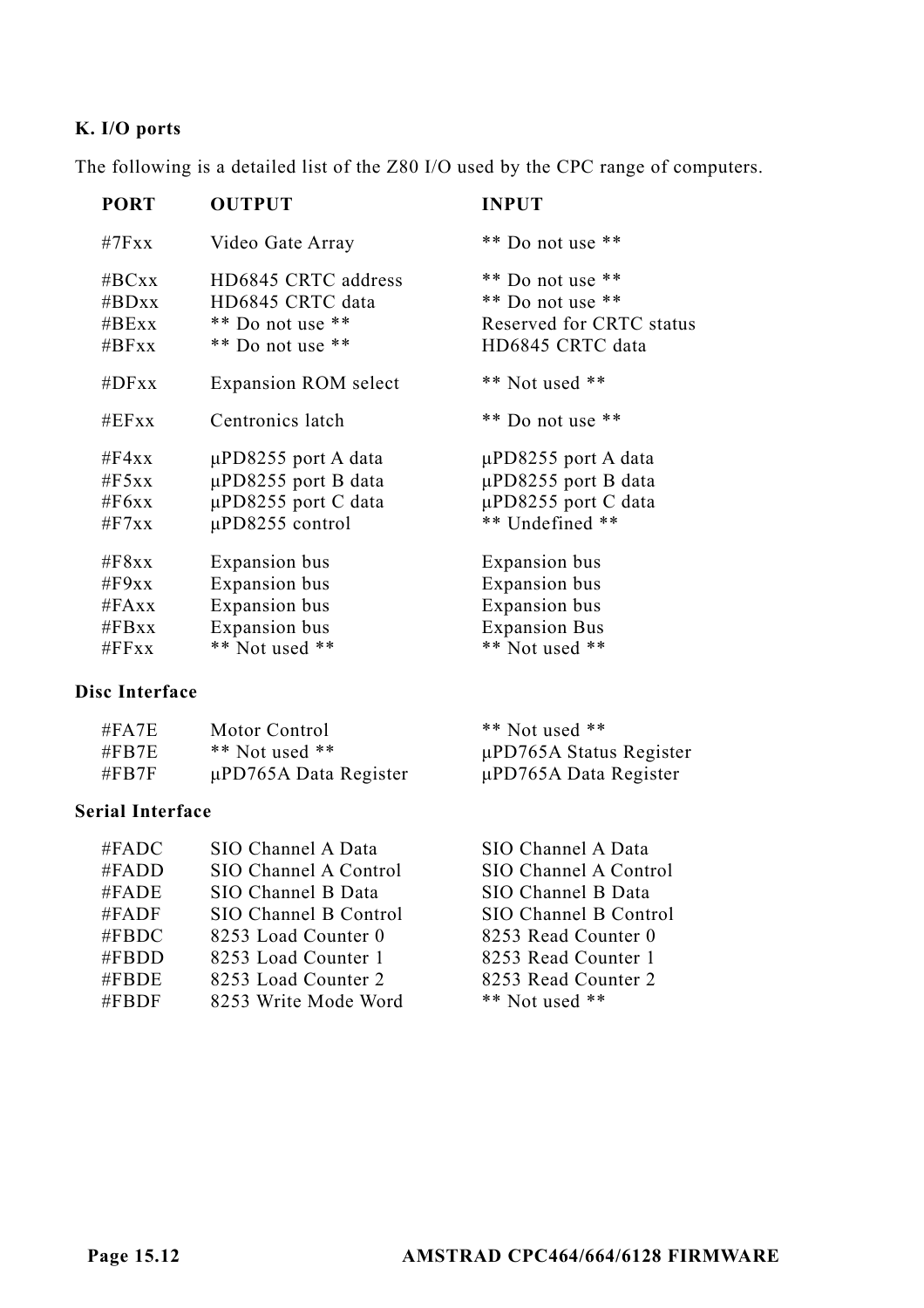## K. I/O ports

The following is a detailed list of the Z80 I/O used by the CPC range of computers.

| PORT | OUTPUT | INPUT |
|---|---|---|
| #7Fxx | Video Gate Array | ** Do not use ** |
| #BCxx | HD6845 CRTC address | ** Do not use ** |
| #BDxx | HD6845 CRTC data | ** Do not use ** |
| #BExx | ** Do not use ** | Reserved for CRTC status |
| #BFxx | ** Do not use ** | HD6845 CRTC data |
| #DFxx | Expansion ROM select | ** Not used ** |
| #EFxx | Centronics latch | ** Do not use ** |
| #F4xx | μPD8255 port A data | μPD8255 port A data |
| #F5xx | μPD8255 port B data | μPD8255 port B data |
| #F6xx | μPD8255 port C data | μPD8255 port C data |
| #F7xx | μPD8255 control | ** Undefined ** |
| #F8xx | Expansion bus | Expansion bus |
| #F9xx | Expansion bus | Expansion bus |
| #FAxx | Expansion bus | Expansion bus |
| #FBxx | Expansion bus | Expansion Bus |
| #FFxx | ** Not used ** | ** Not used ** |

### Disc Interface

| PORT | OUTPUT | INPUT |
|---|---|---|
| #FA7E | Motor Control | ** Not used ** |
| #FB7E | ** Not used ** | μPD765A Status Register |
| #FB7F | μPD765A Data Register | μPD765A Data Register |

### Serial Interface

| PORT | OUTPUT | INPUT |
|---|---|---|
| #FADC | SIO Channel A Data | SIO Channel A Data |
| #FADD | SIO Channel A Control | SIO Channel A Control |
| #FADE | SIO Channel B Data | SIO Channel B Data |
| #FADF | SIO Channel B Control | SIO Channel B Control |
| #FBDC | 8253 Load Counter 0 | 8253 Read Counter 0 |
| #FBDD | 8253 Load Counter 1 | 8253 Read Counter 1 |
| #FBDE | 8253 Load Counter 2 | 8253 Read Counter 2 |
| #FBDF | 8253 Write Mode Word | ** Not used ** |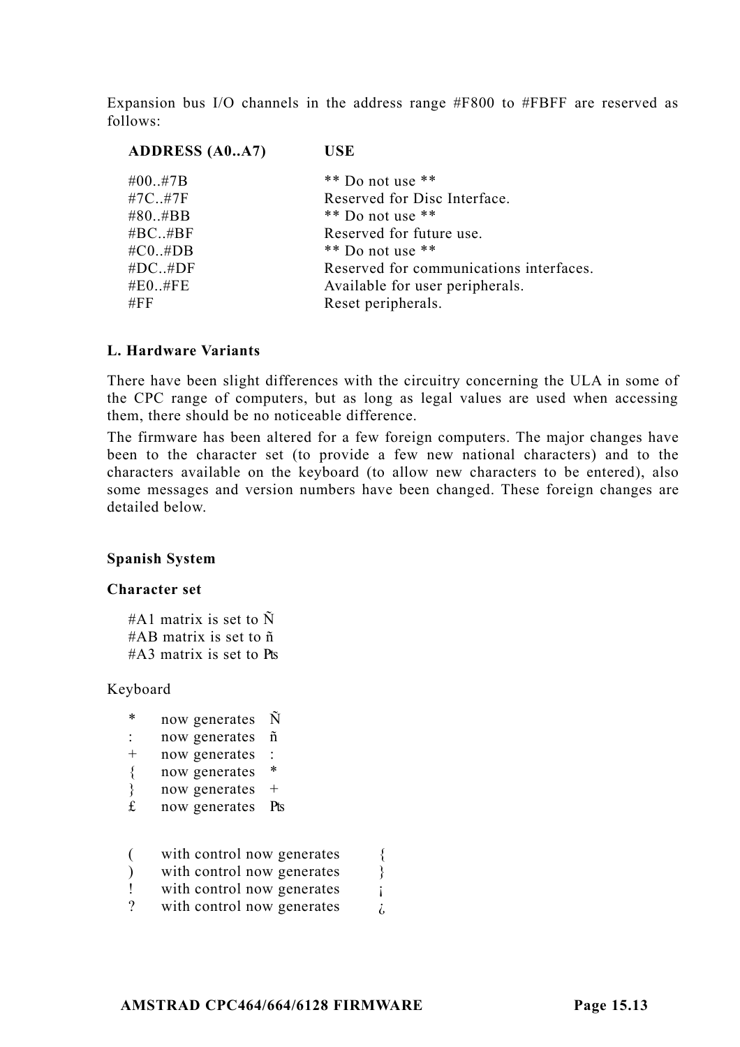Expansion bus I/O channels in the address range #F800 to #FBFF are reserved as follows:

| ADDRESS (A0..A7) | USE |
|---|---|
| #00..#7B | ** Do not use ** |
| #7C..#7F | Reserved for Disc Interface. |
| #80..#BB | ** Do not use ** |
| #BC..#BF | Reserved for future use. |
| #C0..#DB | ** Do not use ** |
| #DC..#DF | Reserved for communications interfaces. |
| #E0..#FE | Available for user peripherals. |
| #FF | Reset peripherals. |

**L. Hardware Variants**

There have been slight differences with the circuitry concerning the ULA in some of the CPC range of computers, but as long as legal values are used when accessing them, there should be no noticeable difference.

The firmware has been altered for a few foreign computers. The major changes have been to the character set (to provide a few new national characters) and to the characters available on the keyboard (to allow new characters to be entered), also some messages and version numbers have been changed. These foreign changes are detailed below.

**Spanish System**

**Character set**

#A1 matrix is set to Ñ
#AB matrix is set to ñ
#A3 matrix is set to ₧

Keyboard

| | |
|---|---|
| * | now generates Ñ |
| : | now generates ñ |
| + | now generates : |
| { | now generates * |
| } | now generates + |
| £ | now generates ₧ |

| | |
|---|---|
| ( | with control now generates { |
| ) | with control now generates } |
| ! | with control now generates ¡ |
| ? | with control now generates ¿ |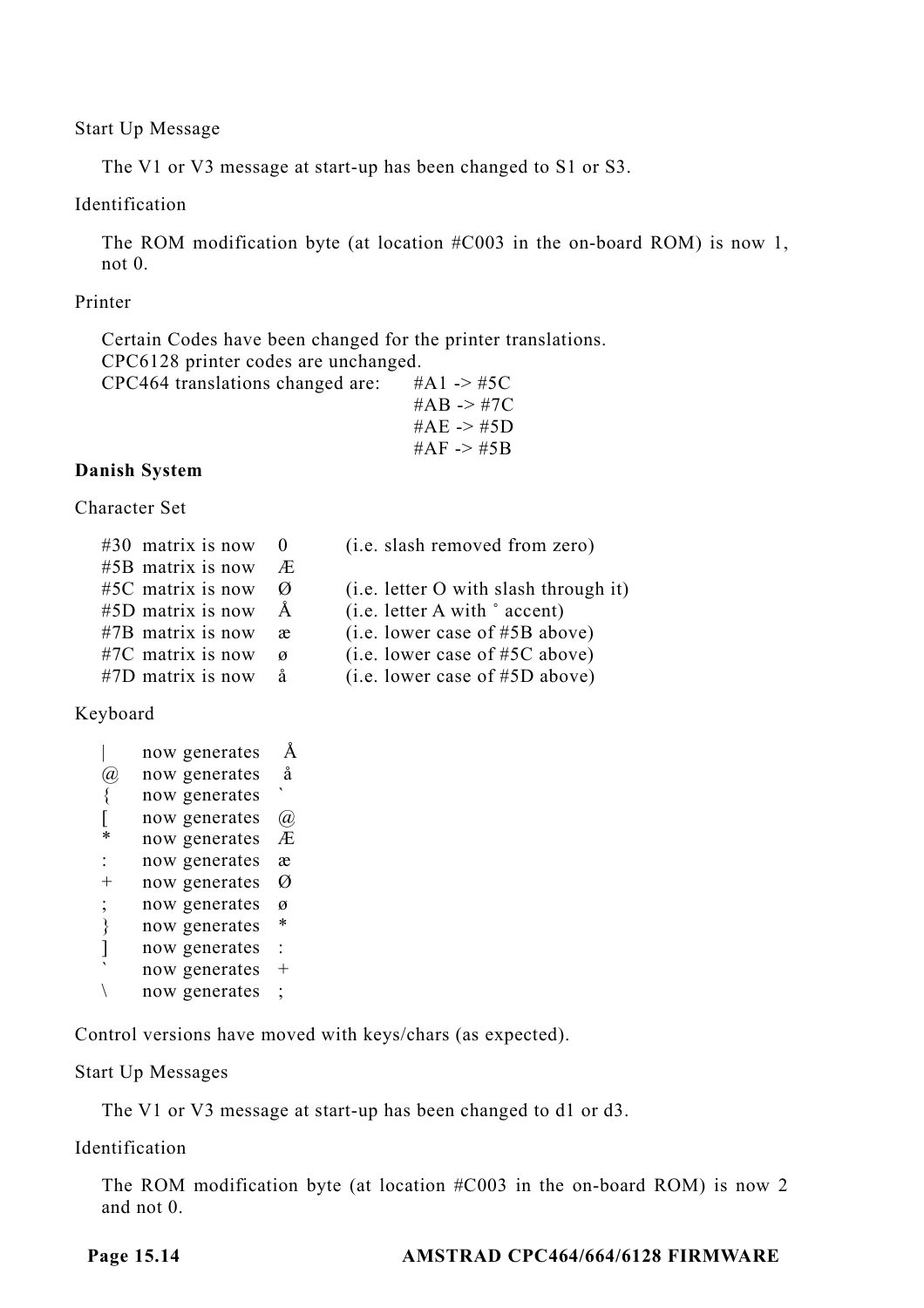Start Up Message

The V1 or V3 message at start-up has been changed to S1 or S3.

Identification

The ROM modification byte (at location #C003 in the on-board ROM) is now 1, not 0.

Printer

Certain Codes have been changed for the printer translations.
CPC6128 printer codes are unchanged.
CPC464 translations changed are:

- #A1 -> #5C
- #AB -> #7C
- #AE -> #5D
- #AF -> #5B

**Danish System**

Character Set

| | | |
|---|---|---|
| #30 matrix is now | 0 | (i.e. slash removed from zero) |
| #5B matrix is now | Æ | |
| #5C matrix is now | Ø | (i.e. letter O with slash through it) |
| #5D matrix is now | Å | (i.e. letter A with ˚ accent) |
| #7B matrix is now | æ | (i.e. lower case of #5B above) |
| #7C matrix is now | ø | (i.e. lower case of #5C above) |
| #7D matrix is now | å | (i.e. lower case of #5D above) |

Keyboard

| | | |
|---|---|---|
| \| | now generates | Å |
| @ | now generates | å |
| { | now generates | ` |
| [ | now generates | @ |
| * | now generates | Æ |
| : | now generates | æ |
| + | now generates | Ø |
| ; | now generates | ø |
| } | now generates | * |
| ] | now generates | : |
| ` | now generates | + |
| \ | now generates | ; |

Control versions have moved with keys/chars (as expected).

Start Up Messages

The V1 or V3 message at start-up has been changed to d1 or d3.

Identification

The ROM modification byte (at location #C003 in the on-board ROM) is now 2 and not 0.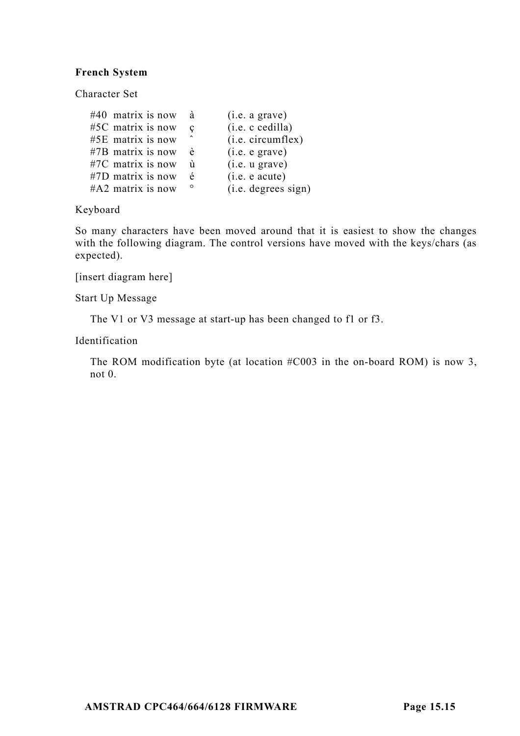**French System**

Character Set

#40 matrix is now à (i.e. a grave)
#5C matrix is now ç (i.e. c cedilla)
#5E matrix is now ˆ (i.e. circumflex)
#7B matrix is now è (i.e. e grave)
#7C matrix is now ù (i.e. u grave)
#7D matrix is now é (i.e. e acute)
#A2 matrix is now ° (i.e. degrees sign)

Keyboard

So many characters have been moved around that it is easiest to show the changes with the following diagram. The control versions have moved with the keys/chars (as expected).

[insert diagram here]

Start Up Message

The V1 or V3 message at start-up has been changed to f1 or f3.

Identification

The ROM modification byte (at location #C003 in the on-board ROM) is now 3, not 0.